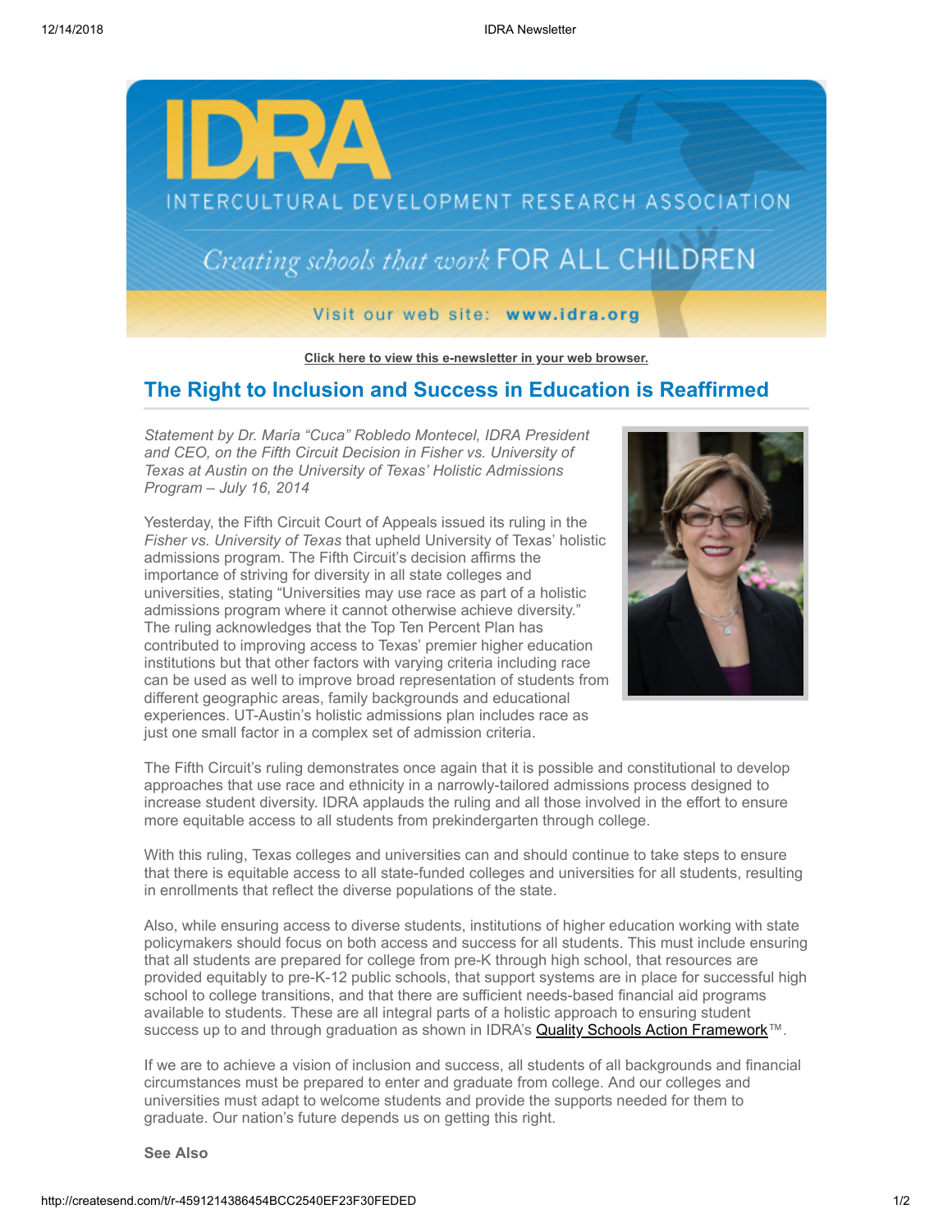IDRA

INTERCULTURAL DEVELOPMENT RESEARCH ASSOCIATION

*Creating schools that work* FOR ALL CHILDREN

Visit our web site: **www.idra.org**

**Click here to view this e-newsletter in your web browser.**

## The Right to Inclusion and Success in Education is Reaffirmed

*Statement by Dr. María "Cuca" Robledo Montecel, IDRA President and CEO, on the Fifth Circuit Decision in Fisher vs. University of Texas at Austin on the University of Texas' Holistic Admissions Program – July 16, 2014*

Yesterday, the Fifth Circuit Court of Appeals issued its ruling in the *Fisher vs. University of Texas* that upheld University of Texas' holistic admissions program. The Fifth Circuit's decision affirms the importance of striving for diversity in all state colleges and universities, stating "Universities may use race as part of a holistic admissions program where it cannot otherwise achieve diversity." The ruling acknowledges that the Top Ten Percent Plan has contributed to improving access to Texas' premier higher education institutions but that other factors with varying criteria including race can be used as well to improve broad representation of students from different geographic areas, family backgrounds and educational experiences. UT-Austin's holistic admissions plan includes race as just one small factor in a complex set of admission criteria.

The Fifth Circuit's ruling demonstrates once again that it is possible and constitutional to develop approaches that use race and ethnicity in a narrowly-tailored admissions process designed to increase student diversity. IDRA applauds the ruling and all those involved in the effort to ensure more equitable access to all students from prekindergarten through college.

With this ruling, Texas colleges and universities can and should continue to take steps to ensure that there is equitable access to all state-funded colleges and universities for all students, resulting in enrollments that reflect the diverse populations of the state.

Also, while ensuring access to diverse students, institutions of higher education working with state policymakers should focus on both access and success for all students. This must include ensuring that all students are prepared for college from pre-K through high school, that resources are provided equitably to pre-K-12 public schools, that support systems are in place for successful high school to college transitions, and that there are sufficient needs-based financial aid programs available to students. These are all integral parts of a holistic approach to ensuring student success up to and through graduation as shown in IDRA's Quality Schools Action Framework™.

If we are to achieve a vision of inclusion and success, all students of all backgrounds and financial circumstances must be prepared to enter and graduate from college. And our colleges and universities must adapt to welcome students and provide the supports needed for them to graduate. Our nation's future depends us on getting this right.

**See Also**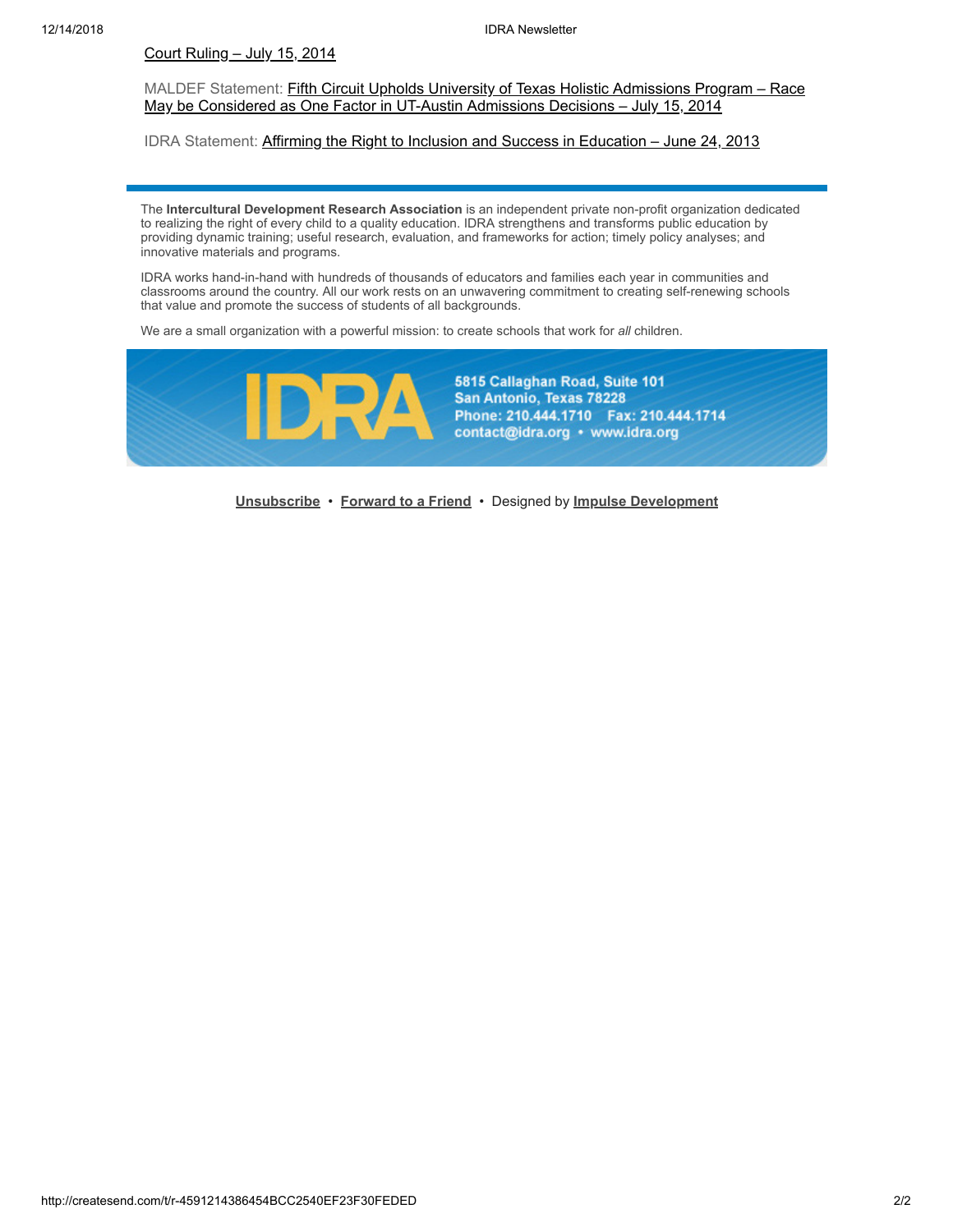Court Ruling – July 15, 2014

MALDEF Statement: Fifth Circuit Upholds University of Texas Holistic Admissions Program – Race May be Considered as One Factor in UT-Austin Admissions Decisions – July 15, 2014

IDRA Statement: Affirming the Right to Inclusion and Success in Education – June 24, 2013

---

The **Intercultural Development Research Association** is an independent private non-profit organization dedicated to realizing the right of every child to a quality education. IDRA strengthens and transforms public education by providing dynamic training; useful research, evaluation, and frameworks for action; timely policy analyses; and innovative materials and programs.

IDRA works hand-in-hand with hundreds of thousands of educators and families each year in communities and classrooms around the country. All our work rests on an unwavering commitment to creating self-renewing schools that value and promote the success of students of all backgrounds.

We are a small organization with a powerful mission: to create schools that work for *all* children.

IDRA
5815 Callaghan Road, Suite 101
San Antonio, Texas 78228
Phone: 210.444.1710 Fax: 210.444.1714
contact@idra.org • www.idra.org

**Unsubscribe** • **Forward to a Friend** • Designed by **Impulse Development**